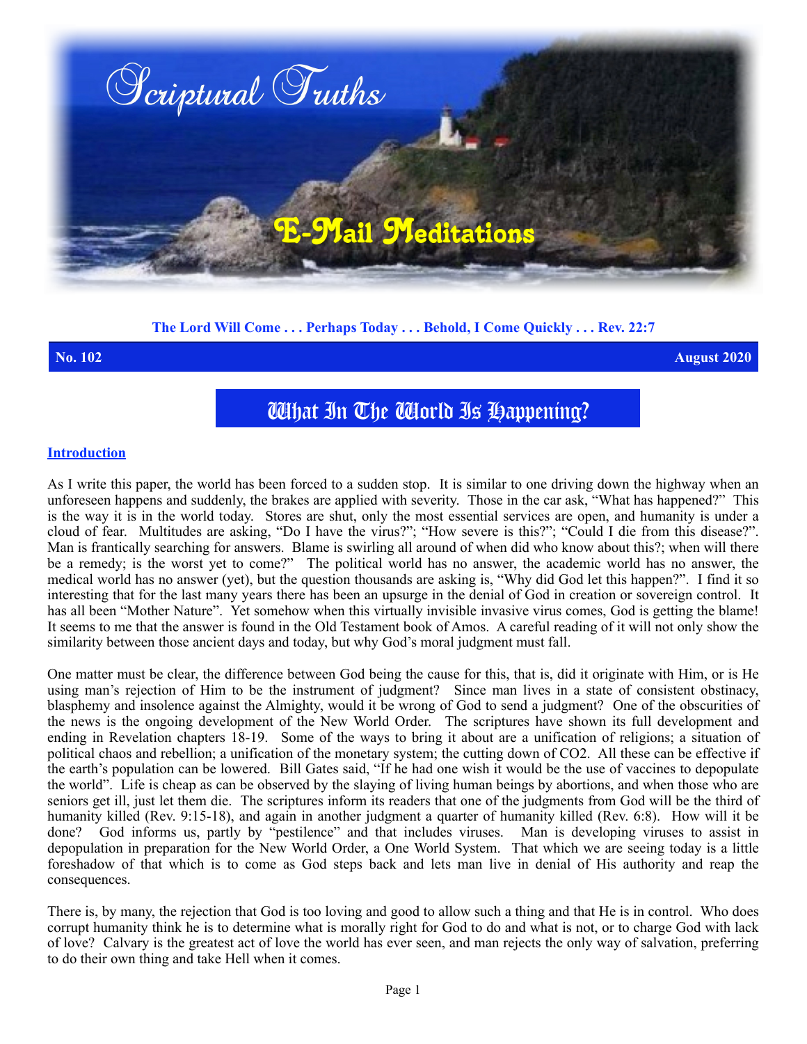# Scriptural Truths

## E-Mail Meditations

**The Lord Will Come . . . Perhaps Today . . . Behold, I Come Quickly . . . Rev. 22:7**

**No. 102** **August 2020**

# What In The World Is Happening?

### Introduction

As I write this paper, the world has been forced to a sudden stop. It is similar to one driving down the highway when an unforeseen happens and suddenly, the brakes are applied with severity. Those in the car ask, "What has happened?" This is the way it is in the world today. Stores are shut, only the most essential services are open, and humanity is under a cloud of fear. Multitudes are asking, "Do I have the virus?"; "How severe is this?"; "Could I die from this disease?". Man is frantically searching for answers. Blame is swirling all around of when did who know about this?; when will there be a remedy; is the worst yet to come?" The political world has no answer, the academic world has no answer, the medical world has no answer (yet), but the question thousands are asking is, "Why did God let this happen?". I find it so interesting that for the last many years there has been an upsurge in the denial of God in creation or sovereign control. It has all been "Mother Nature". Yet somehow when this virtually invisible invasive virus comes, God is getting the blame! It seems to me that the answer is found in the Old Testament book of Amos. A careful reading of it will not only show the similarity between those ancient days and today, but why God's moral judgment must fall.

One matter must be clear, the difference between God being the cause for this, that is, did it originate with Him, or is He using man's rejection of Him to be the instrument of judgment? Since man lives in a state of consistent obstinacy, blasphemy and insolence against the Almighty, would it be wrong of God to send a judgment? One of the obscurities of the news is the ongoing development of the New World Order. The scriptures have shown its full development and ending in Revelation chapters 18-19. Some of the ways to bring it about are a unification of religions; a situation of political chaos and rebellion; a unification of the monetary system; the cutting down of CO2. All these can be effective if the earth's population can be lowered. Bill Gates said, "If he had one wish it would be the use of vaccines to depopulate the world". Life is cheap as can be observed by the slaying of living human beings by abortions, and when those who are seniors get ill, just let them die. The scriptures inform its readers that one of the judgments from God will be the third of humanity killed (Rev. 9:15-18), and again in another judgment a quarter of humanity killed (Rev. 6:8). How will it be done? God informs us, partly by "pestilence" and that includes viruses. Man is developing viruses to assist in depopulation in preparation for the New World Order, a One World System. That which we are seeing today is a little foreshadow of that which is to come as God steps back and lets man live in denial of His authority and reap the consequences.

There is, by many, the rejection that God is too loving and good to allow such a thing and that He is in control. Who does corrupt humanity think he is to determine what is morally right for God to do and what is not, or to charge God with lack of love? Calvary is the greatest act of love the world has ever seen, and man rejects the only way of salvation, preferring to do their own thing and take Hell when it comes.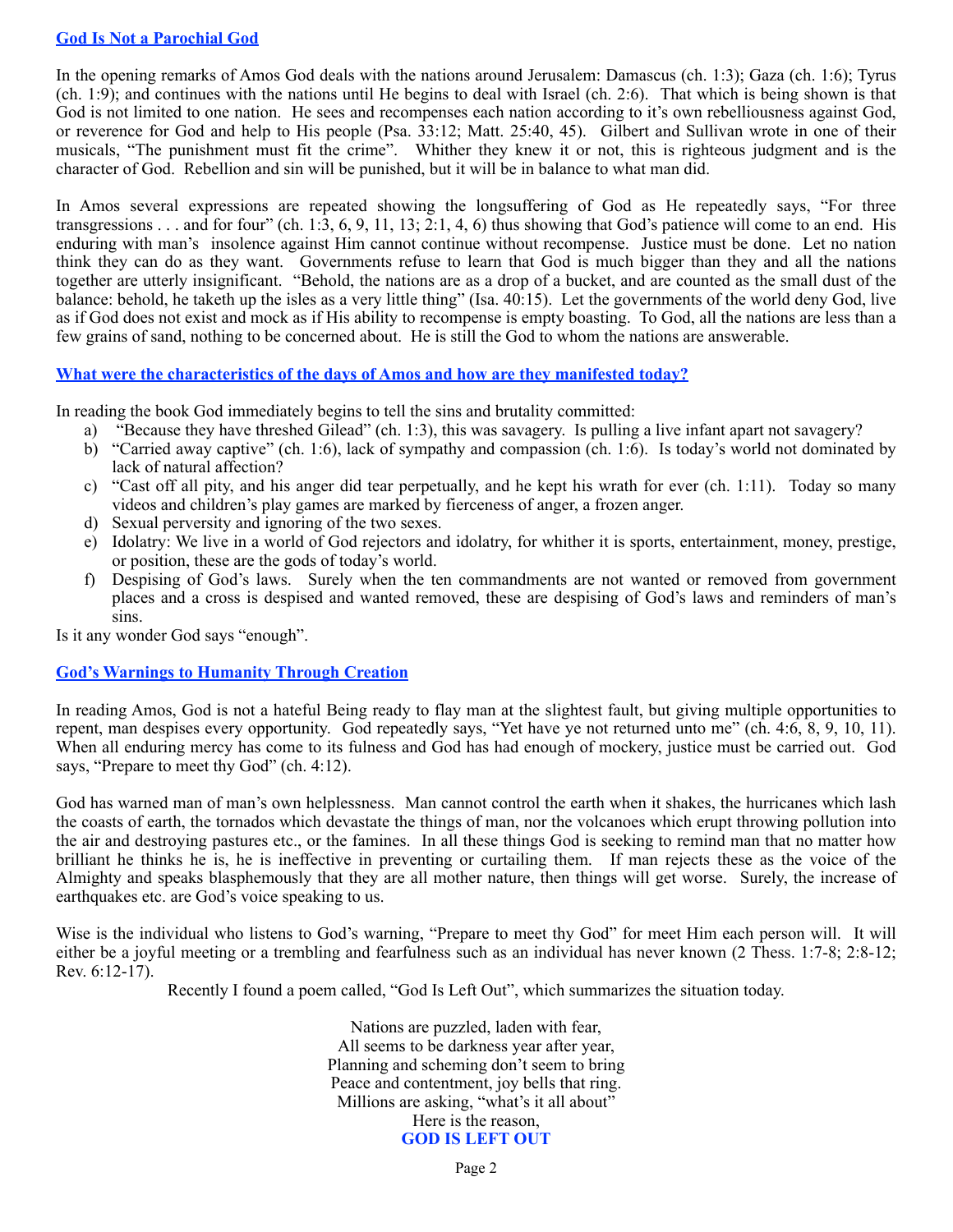## God Is Not a Parochial God

In the opening remarks of Amos God deals with the nations around Jerusalem: Damascus (ch. 1:3); Gaza (ch. 1:6); Tyrus (ch. 1:9); and continues with the nations until He begins to deal with Israel (ch. 2:6). That which is being shown is that God is not limited to one nation. He sees and recompenses each nation according to it's own rebelliousness against God, or reverence for God and help to His people (Psa. 33:12; Matt. 25:40, 45). Gilbert and Sullivan wrote in one of their musicals, "The punishment must fit the crime". Whither they knew it or not, this is righteous judgment and is the character of God. Rebellion and sin will be punished, but it will be in balance to what man did.

In Amos several expressions are repeated showing the longsuffering of God as He repeatedly says, "For three transgressions . . . and for four" (ch. 1:3, 6, 9, 11, 13; 2:1, 4, 6) thus showing that God's patience will come to an end. His enduring with man's insolence against Him cannot continue without recompense. Justice must be done. Let no nation think they can do as they want. Governments refuse to learn that God is much bigger than they and all the nations together are utterly insignificant. "Behold, the nations are as a drop of a bucket, and are counted as the small dust of the balance: behold, he taketh up the isles as a very little thing" (Isa. 40:15). Let the governments of the world deny God, live as if God does not exist and mock as if His ability to recompense is empty boasting. To God, all the nations are less than a few grains of sand, nothing to be concerned about. He is still the God to whom the nations are answerable.

## What were the characteristics of the days of Amos and how are they manifested today?

In reading the book God immediately begins to tell the sins and brutality committed:

a) "Because they have threshed Gilead" (ch. 1:3), this was savagery. Is pulling a live infant apart not savagery?
b) "Carried away captive" (ch. 1:6), lack of sympathy and compassion (ch. 1:6). Is today's world not dominated by lack of natural affection?
c) "Cast off all pity, and his anger did tear perpetually, and he kept his wrath for ever (ch. 1:11). Today so many videos and children's play games are marked by fierceness of anger, a frozen anger.
d) Sexual perversity and ignoring of the two sexes.
e) Idolatry: We live in a world of God rejectors and idolatry, for whither it is sports, entertainment, money, prestige, or position, these are the gods of today's world.
f) Despising of God's laws. Surely when the ten commandments are not wanted or removed from government places and a cross is despised and wanted removed, these are despising of God's laws and reminders of man's sins.

Is it any wonder God says "enough".

## God's Warnings to Humanity Through Creation

In reading Amos, God is not a hateful Being ready to flay man at the slightest fault, but giving multiple opportunities to repent, man despises every opportunity. God repeatedly says, "Yet have ye not returned unto me" (ch. 4:6, 8, 9, 10, 11). When all enduring mercy has come to its fulness and God has had enough of mockery, justice must be carried out. God says, "Prepare to meet thy God" (ch. 4:12).

God has warned man of man's own helplessness. Man cannot control the earth when it shakes, the hurricanes which lash the coasts of earth, the tornados which devastate the things of man, nor the volcanoes which erupt throwing pollution into the air and destroying pastures etc., or the famines. In all these things God is seeking to remind man that no matter how brilliant he thinks he is, he is ineffective in preventing or curtailing them. If man rejects these as the voice of the Almighty and speaks blasphemously that they are all mother nature, then things will get worse. Surely, the increase of earthquakes etc. are God's voice speaking to us.

Wise is the individual who listens to God's warning, "Prepare to meet thy God" for meet Him each person will. It will either be a joyful meeting or a trembling and fearfulness such as an individual has never known (2 Thess. 1:7-8; 2:8-12; Rev. 6:12-17).

Recently I found a poem called, "God Is Left Out", which summarizes the situation today.

Nations are puzzled, laden with fear,
All seems to be darkness year after year,
Planning and scheming don't seem to bring
Peace and contentment, joy bells that ring.
Millions are asking, "what's it all about"
Here is the reason,
**GOD IS LEFT OUT**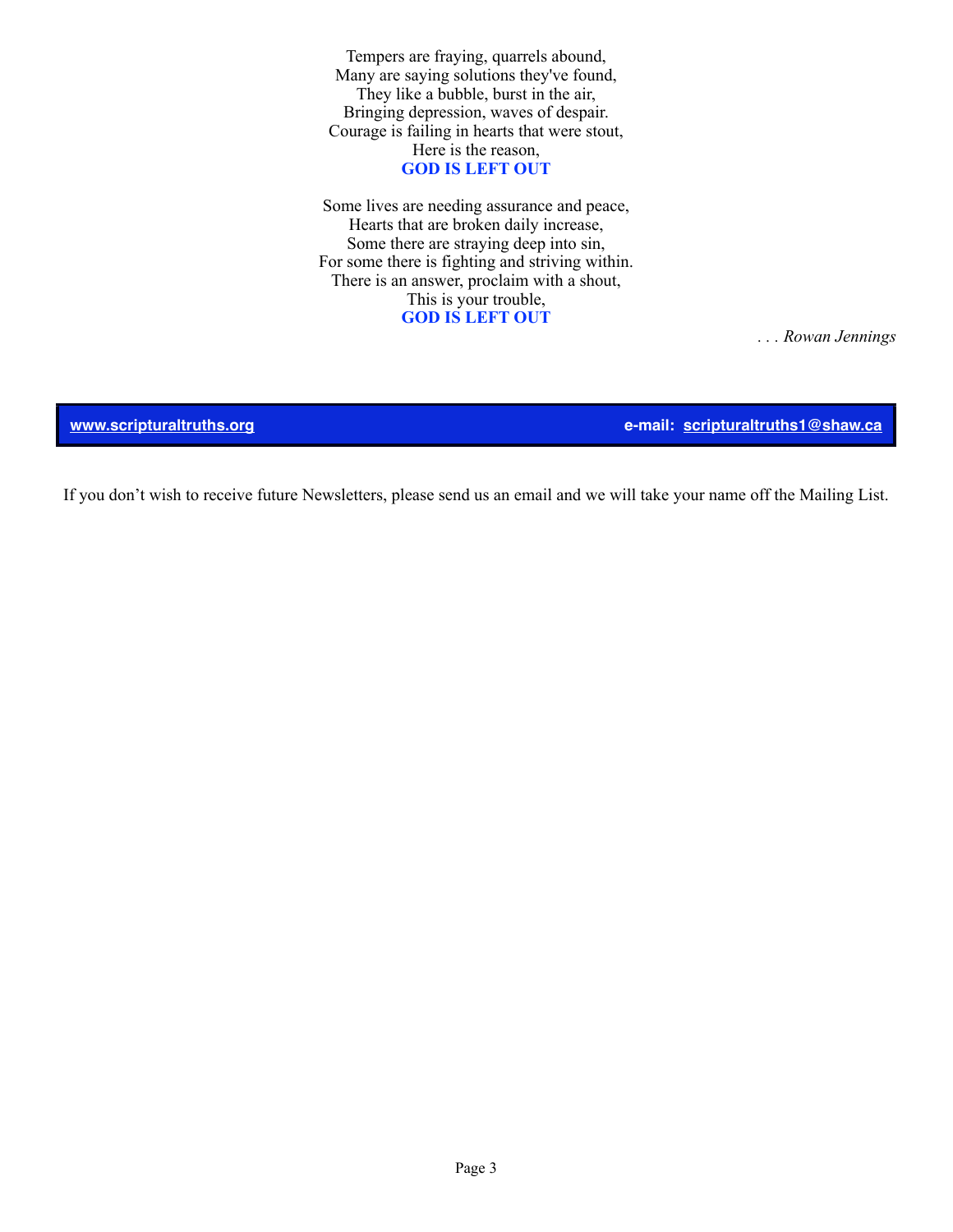Tempers are fraying, quarrels abound,  
Many are saying solutions they've found,  
They like a bubble, burst in the air,  
Bringing depression, waves of despair.  
Courage is failing in hearts that were stout,  
Here is the reason,  
**GOD IS LEFT OUT**

Some lives are needing assurance and peace,  
Hearts that are broken daily increase,  
Some there are straying deep into sin,  
For some there is fighting and striving within.  
There is an answer, proclaim with a shout,  
This is your trouble,  
**GOD IS LEFT OUT**

*. . . Rowan Jennings*

**www.scripturaltruths.org** **e-mail: scripturaltruths1@shaw.ca**

If you don't wish to receive future Newsletters, please send us an email and we will take your name off the Mailing List.